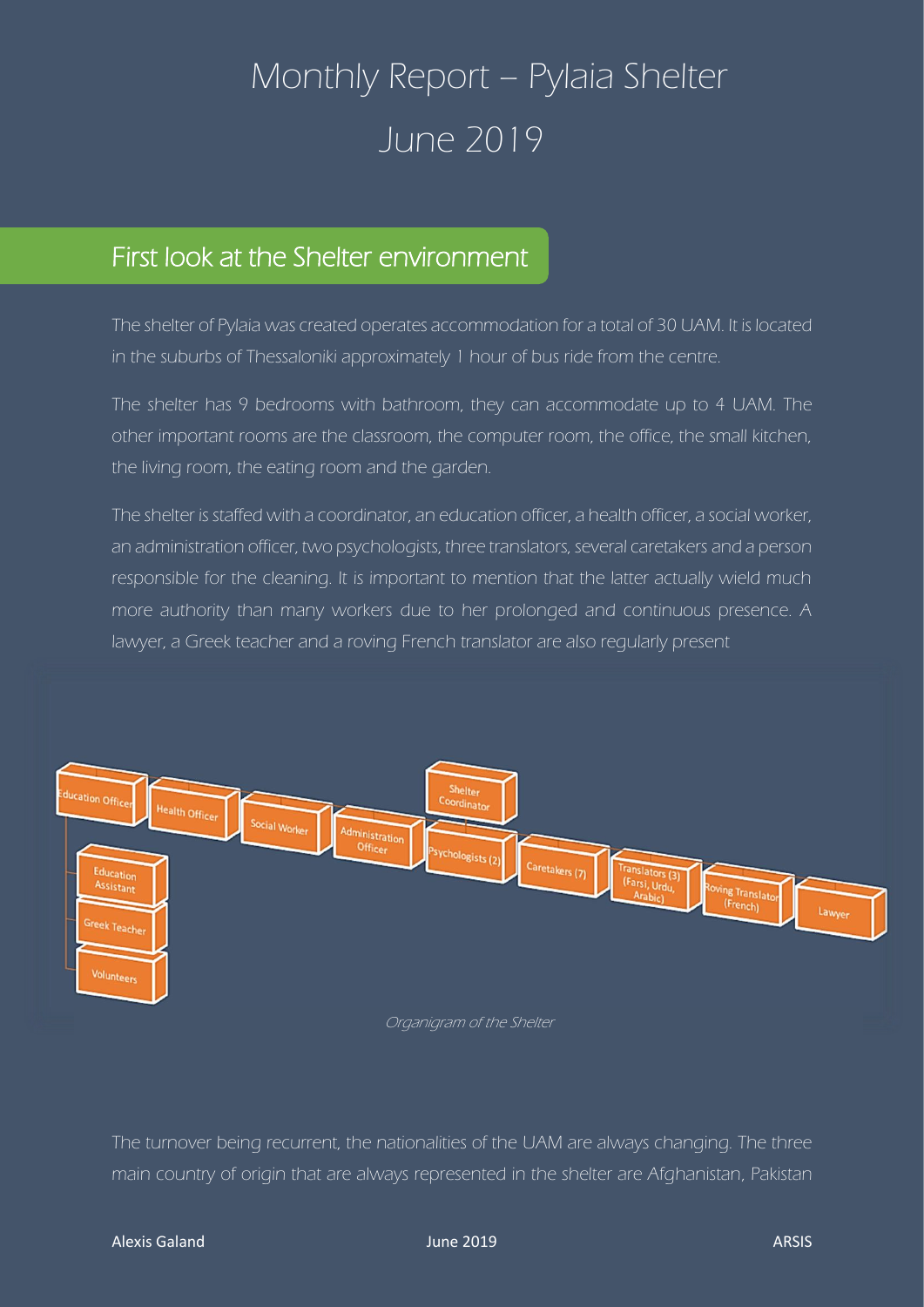# Monthly Report – Pylaia Shelter

# June 2019

## First look at the Shelter environment

The shelter of Pylaia was created operates accommodation for a total of 30 UAM. It is located in the suburbs of Thessaloniki approximately 1 hour of bus ride from the centre.

The shelter has 9 bedrooms with bathroom, they can accommodate up to 4 UAM. The other important rooms are the classroom, the computer room, the office, the small kitchen, the living room, the eating room and the garden.

The shelter is staffed with a coordinator, an education officer, a health officer, a social worker, an administration officer, two psychologists, three translators, several caretakers and a person responsible for the cleaning. It is important to mention that the latter actually wield much more authority than many workers due to her prolonged and continuous presence. A lawyer, a Greek teacher and a roving French translator are also regularly present

- Shelter Coordinator
  - Education Officer
    - Education Assistant
    - Greek Teacher
    - Volunteers
  - Health Officer
  - Social Worker
  - Administration Officer
  - Psychologists (2)
  - Caretakers (7)
  - Translators (3) (Farsi, Urdu, Arabic)
  - Roving Translator (French)
  - Lawyer

*Organigram of the Shelter*

The turnover being recurrent, the nationalities of the UAM are always changing. The three main country of origin that are always represented in the shelter are Afghanistan, Pakistan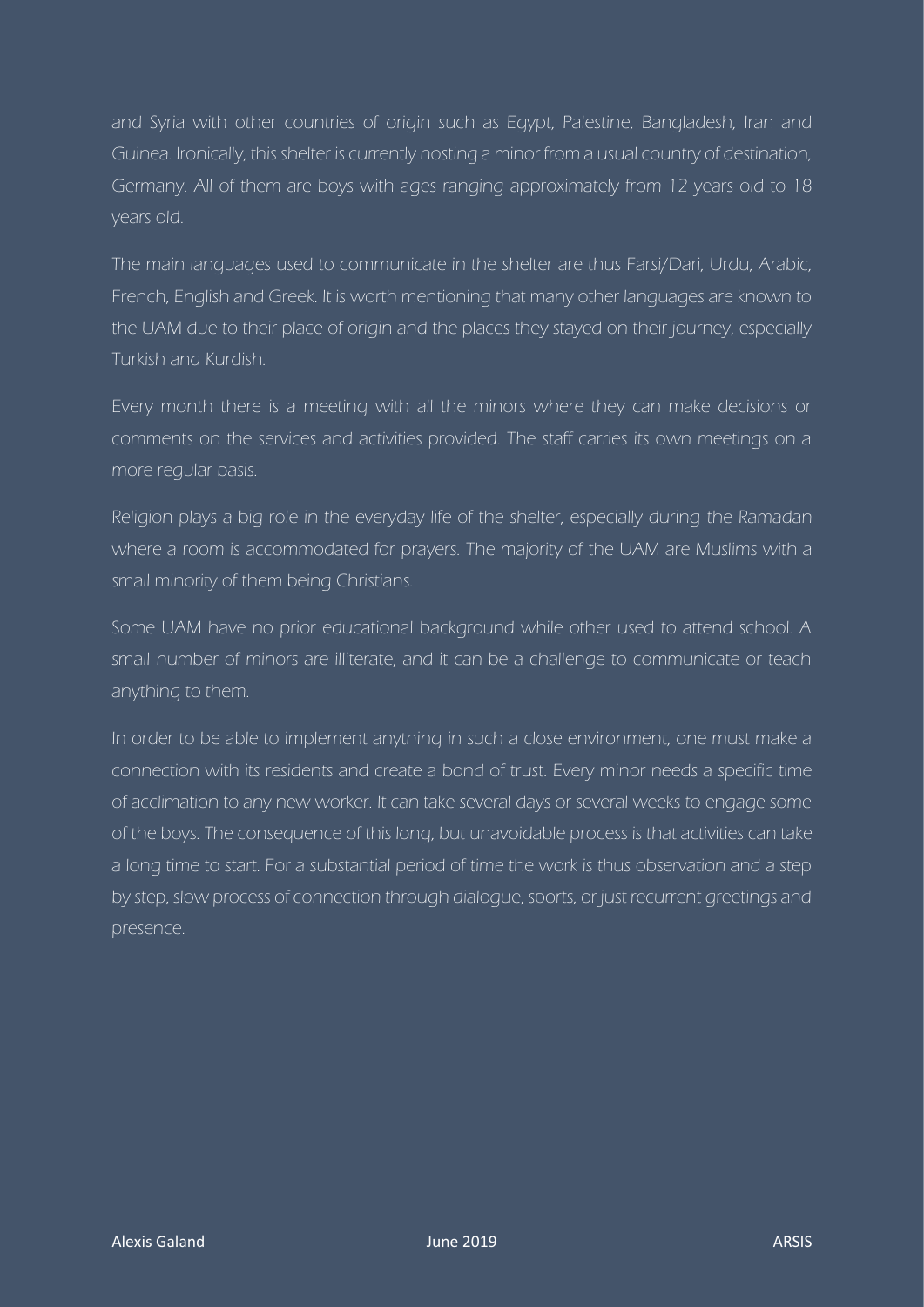and Syria with other countries of origin such as Egypt, Palestine, Bangladesh, Iran and Guinea. Ironically, this shelter is currently hosting a minor from a usual country of destination, Germany. All of them are boys with ages ranging approximately from 12 years old to 18 years old.

The main languages used to communicate in the shelter are thus Farsi/Dari, Urdu, Arabic, French, English and Greek. It is worth mentioning that many other languages are known to the UAM due to their place of origin and the places they stayed on their journey, especially Turkish and Kurdish.

Every month there is a meeting with all the minors where they can make decisions or comments on the services and activities provided. The staff carries its own meetings on a more regular basis.

Religion plays a big role in the everyday life of the shelter, especially during the Ramadan where a room is accommodated for prayers. The majority of the UAM are Muslims with a small minority of them being Christians.

Some UAM have no prior educational background while other used to attend school. A small number of minors are illiterate, and it can be a challenge to communicate or teach anything to them.

In order to be able to implement anything in such a close environment, one must make a connection with its residents and create a bond of trust. Every minor needs a specific time of acclimation to any new worker. It can take several days or several weeks to engage some of the boys. The consequence of this long, but unavoidable process is that activities can take a long time to start. For a substantial period of time the work is thus observation and a step by step, slow process of connection through dialogue, sports, or just recurrent greetings and presence.